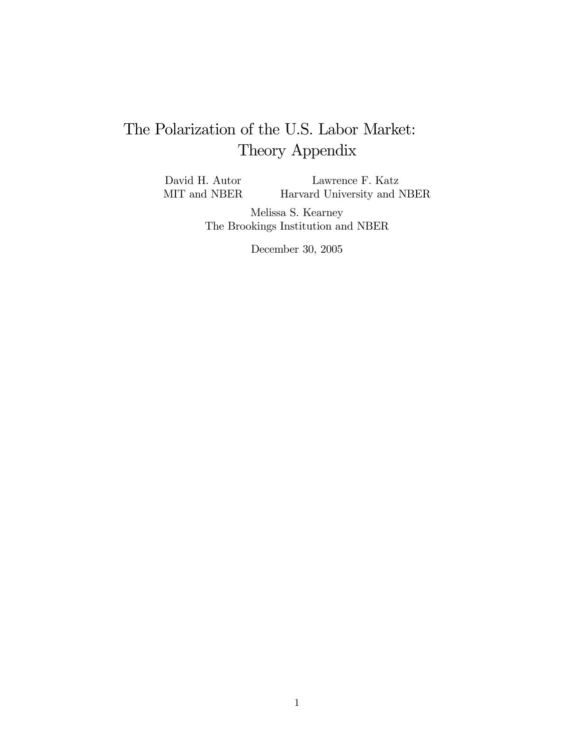# The Polarization of the U.S. Labor Market: Theory Appendix

David H. Autor
MIT and NBER

Lawrence F. Katz
Harvard University and NBER

Melissa S. Kearney
The Brookings Institution and NBER

December 30, 2005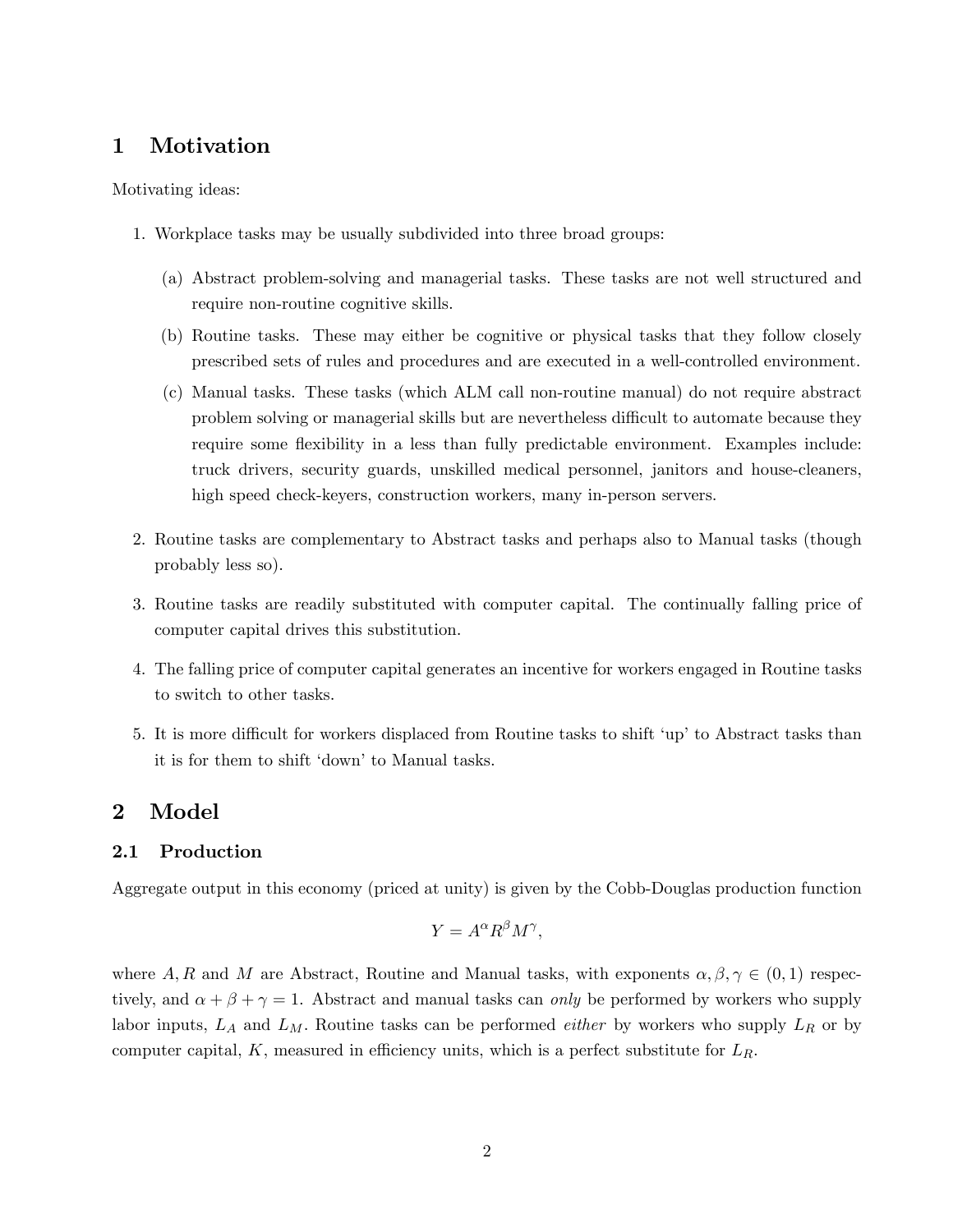# 1 Motivation

Motivating ideas:

1. Workplace tasks may be usually subdivided into three broad groups:

   (a) Abstract problem-solving and managerial tasks. These tasks are not well structured and require non-routine cognitive skills.

   (b) Routine tasks. These may either be cognitive or physical tasks that they follow closely prescribed sets of rules and procedures and are executed in a well-controlled environment.

   (c) Manual tasks. These tasks (which ALM call non-routine manual) do not require abstract problem solving or managerial skills but are nevertheless difficult to automate because they require some flexibility in a less than fully predictable environment. Examples include: truck drivers, security guards, unskilled medical personnel, janitors and house-cleaners, high speed check-keyers, construction workers, many in-person servers.

2. Routine tasks are complementary to Abstract tasks and perhaps also to Manual tasks (though probably less so).

3. Routine tasks are readily substituted with computer capital. The continually falling price of computer capital drives this substitution.

4. The falling price of computer capital generates an incentive for workers engaged in Routine tasks to switch to other tasks.

5. It is more difficult for workers displaced from Routine tasks to shift 'up' to Abstract tasks than it is for them to shift 'down' to Manual tasks.

# 2 Model

## 2.1 Production

Aggregate output in this economy (priced at unity) is given by the Cobb-Douglas production function

$$Y = A^{\alpha} R^{\beta} M^{\gamma},$$

where $A, R$ and $M$ are Abstract, Routine and Manual tasks, with exponents $\alpha, \beta, \gamma \in (0, 1)$ respectively, and $\alpha + \beta + \gamma = 1$. Abstract and manual tasks can *only* be performed by workers who supply labor inputs, $L_A$ and $L_M$. Routine tasks can be performed *either* by workers who supply $L_R$ or by computer capital, $K$, measured in efficiency units, which is a perfect substitute for $L_R$.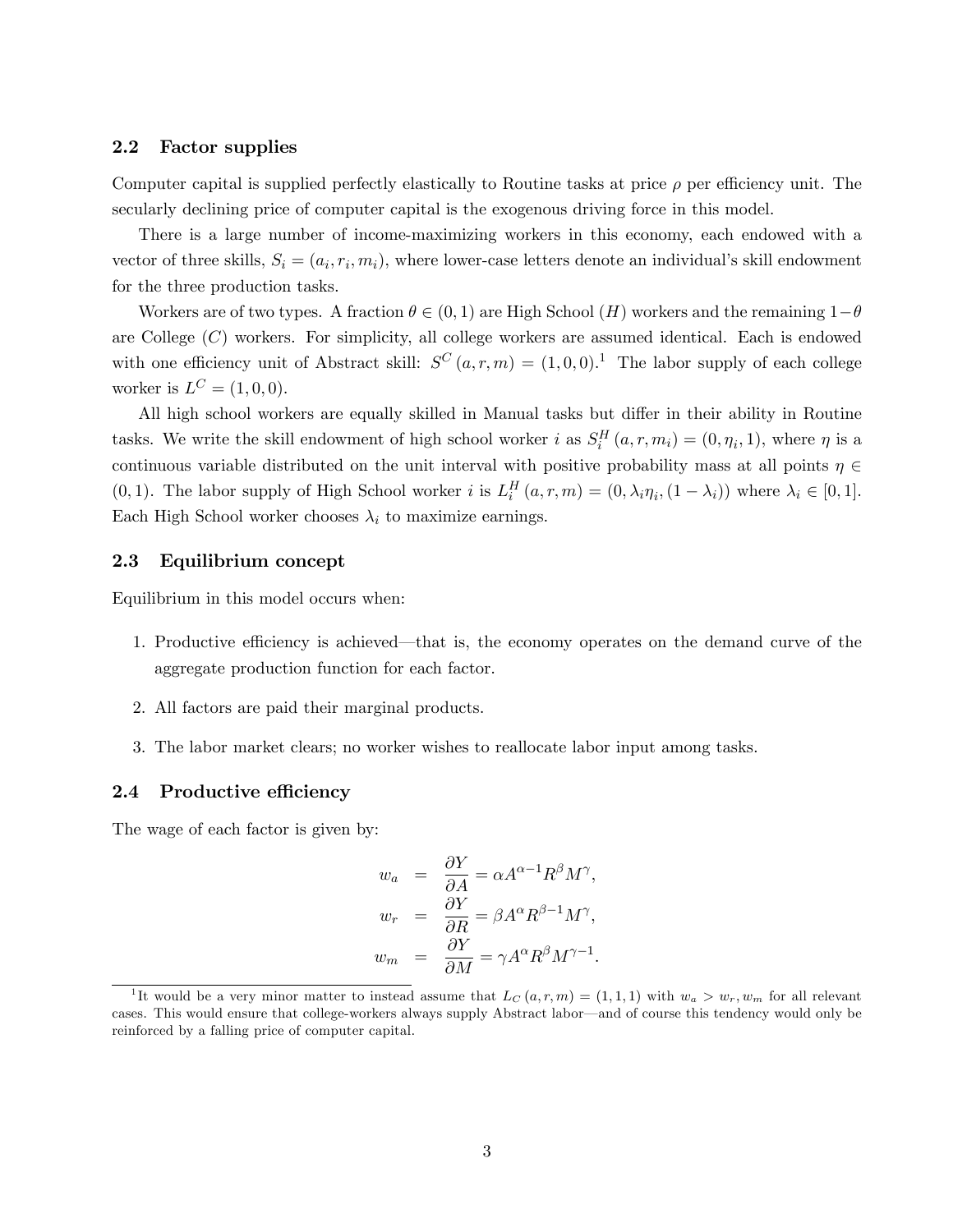### 2.2 Factor supplies

Computer capital is supplied perfectly elastically to Routine tasks at price $\rho$ per efficiency unit. The secularly declining price of computer capital is the exogenous driving force in this model.

There is a large number of income-maximizing workers in this economy, each endowed with a vector of three skills, $S_i = (a_i, r_i, m_i)$, where lower-case letters denote an individual's skill endowment for the three production tasks.

Workers are of two types. A fraction $\theta \in (0,1)$ are High School ($H$) workers and the remaining $1-\theta$ are College ($C$) workers. For simplicity, all college workers are assumed identical. Each is endowed with one efficiency unit of Abstract skill: $S^C(a, r, m) = (1, 0, 0)$.[1] The labor supply of each college worker is $L^C = (1, 0, 0)$.

All high school workers are equally skilled in Manual tasks but differ in their ability in Routine tasks. We write the skill endowment of high school worker $i$ as $S_i^H(a, r, m_i) = (0, \eta_i, 1)$, where $\eta$ is a continuous variable distributed on the unit interval with positive probability mass at all points $\eta \in (0,1)$. The labor supply of High School worker $i$ is $L_i^H(a, r, m) = (0, \lambda_i \eta_i, (1 - \lambda_i))$ where $\lambda_i \in [0,1]$. Each High School worker chooses $\lambda_i$ to maximize earnings.

### 2.3 Equilibrium concept

Equilibrium in this model occurs when:

1. Productive efficiency is achieved—that is, the economy operates on the demand curve of the aggregate production function for each factor.
2. All factors are paid their marginal products.
3. The labor market clears; no worker wishes to reallocate labor input among tasks.

### 2.4 Productive efficiency

The wage of each factor is given by:

$$
\begin{aligned}
w_a &= \frac{\partial Y}{\partial A} = \alpha A^{\alpha-1} R^{\beta} M^{\gamma}, \\
w_r &= \frac{\partial Y}{\partial R} = \beta A^{\alpha} R^{\beta-1} M^{\gamma}, \\
w_m &= \frac{\partial Y}{\partial M} = \gamma A^{\alpha} R^{\beta} M^{\gamma-1}.
\end{aligned}
$$

[1] It would be a very minor matter to instead assume that $L_C(a, r, m) = (1, 1, 1)$ with $w_a > w_r, w_m$ for all relevant cases. This would ensure that college-workers always supply Abstract labor—and of course this tendency would only be reinforced by a falling price of computer capital.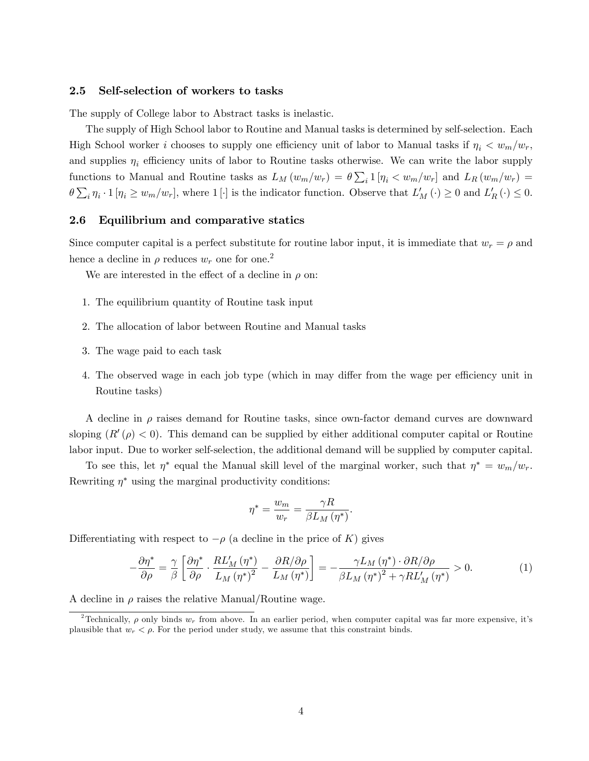### 2.5 Self-selection of workers to tasks

The supply of College labor to Abstract tasks is inelastic.

The supply of High School labor to Routine and Manual tasks is determined by self-selection. Each High School worker $i$ chooses to supply one efficiency unit of labor to Manual tasks if $\eta_i < w_m/w_r$, and supplies $\eta_i$ efficiency units of labor to Routine tasks otherwise. We can write the labor supply functions to Manual and Routine tasks as $L_M(w_m/w_r) = \theta \sum_i 1[\eta_i < w_m/w_r]$ and $L_R(w_m/w_r) = \theta \sum_i \eta_i \cdot 1[\eta_i \geq w_m/w_r]$, where $1[\cdot]$ is the indicator function. Observe that $L'_M(\cdot) \geq 0$ and $L'_R(\cdot) \leq 0$.

### 2.6 Equilibrium and comparative statics

Since computer capital is a perfect substitute for routine labor input, it is immediate that $w_r = \rho$ and hence a decline in $\rho$ reduces $w_r$ one for one.[2]

We are interested in the effect of a decline in $\rho$ on:

1. The equilibrium quantity of Routine task input
2. The allocation of labor between Routine and Manual tasks
3. The wage paid to each task
4. The observed wage in each job type (which in may differ from the wage per efficiency unit in Routine tasks)

A decline in $\rho$ raises demand for Routine tasks, since own-factor demand curves are downward sloping ($R'(\rho) < 0$). This demand can be supplied by either additional computer capital or Routine labor input. Due to worker self-selection, the additional demand will be supplied by computer capital.

To see this, let $\eta^*$ equal the Manual skill level of the marginal worker, such that $\eta^* = w_m/w_r$. Rewriting $\eta^*$ using the marginal productivity conditions:

$$\eta^* = \frac{w_m}{w_r} = \frac{\gamma R}{\beta L_M(\eta^*)}.$$

Differentiating with respect to $-\rho$ (a decline in the price of $K$) gives

$$-\frac{\partial \eta^*}{\partial \rho} = \frac{\gamma}{\beta}\left[\frac{\partial \eta^*}{\partial \rho} \cdot \frac{R L'_M(\eta^*)}{L_M(\eta^*)^2} - \frac{\partial R/\partial \rho}{L_M(\eta^*)}\right] = -\frac{\gamma L_M(\eta^*) \cdot \partial R/\partial \rho}{\beta L_M(\eta^*)^2 + \gamma R L'_M(\eta^*)} > 0. \tag{1}$$

A decline in $\rho$ raises the relative Manual/Routine wage.

[2] Technically, $\rho$ only binds $w_r$ from above. In an earlier period, when computer capital was far more expensive, it's plausible that $w_r < \rho$. For the period under study, we assume that this constraint binds.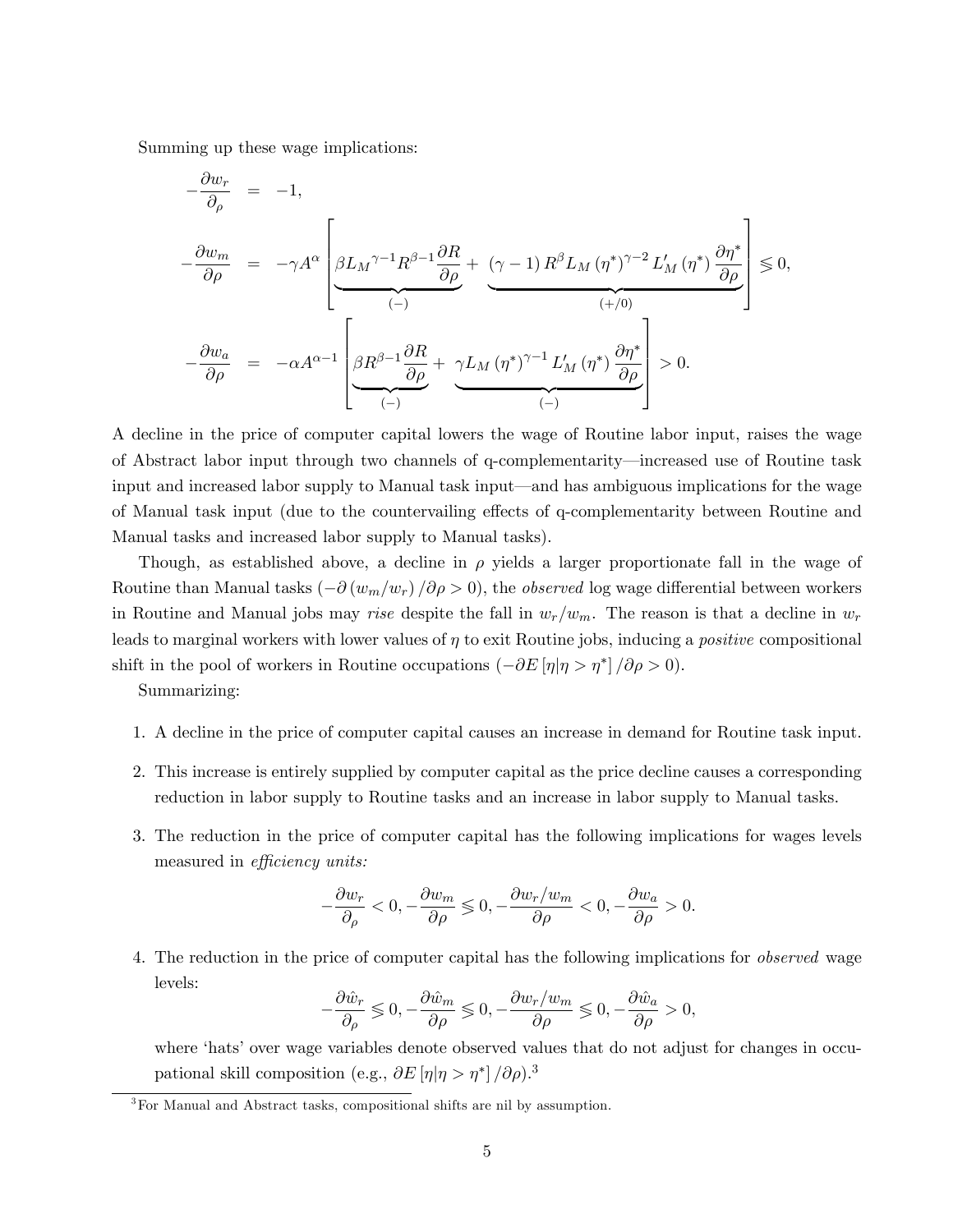Summing up these wage implications:

$$
\begin{aligned}
-\frac{\partial w_r}{\partial_\rho} &= -1, \\
-\frac{\partial w_m}{\partial \rho} &= -\gamma A^{\alpha}\left[\underbrace{\beta {L_M}^{\gamma-1} R^{\beta-1}\frac{\partial R}{\partial \rho}}_{(-)} + \underbrace{(\gamma-1) R^{\beta} L_M (\eta^*)^{\gamma-2} L_M'(\eta^*)\frac{\partial \eta^*}{\partial \rho}}_{(+/0)}\right] \lesseqgtr 0, \\
-\frac{\partial w_a}{\partial \rho} &= -\alpha A^{\alpha-1}\left[\underbrace{\beta R^{\beta-1}\frac{\partial R}{\partial \rho}}_{(-)} + \underbrace{\gamma L_M (\eta^*)^{\gamma-1} L_M'(\eta^*)\frac{\partial \eta^*}{\partial \rho}}_{(-)}\right] > 0.
\end{aligned}
$$

A decline in the price of computer capital lowers the wage of Routine labor input, raises the wage of Abstract labor input through two channels of q-complementarity—increased use of Routine task input and increased labor supply to Manual task input—and has ambiguous implications for the wage of Manual task input (due to the countervailing effects of q-complementarity between Routine and Manual tasks and increased labor supply to Manual tasks).

Though, as established above, a decline in $\rho$ yields a larger proportionate fall in the wage of Routine than Manual tasks ($-\partial (w_m/w_r)/\partial \rho > 0$), the *observed* log wage differential between workers in Routine and Manual jobs may *rise* despite the fall in $w_r/w_m$. The reason is that a decline in $w_r$ leads to marginal workers with lower values of $\eta$ to exit Routine jobs, inducing a *positive* compositional shift in the pool of workers in Routine occupations ($-\partial E[\eta|\eta > \eta^*]/\partial \rho > 0$).

Summarizing:

1. A decline in the price of computer capital causes an increase in demand for Routine task input.
2. This increase is entirely supplied by computer capital as the price decline causes a corresponding reduction in labor supply to Routine tasks and an increase in labor supply to Manual tasks.
3. The reduction in the price of computer capital has the following implications for wages levels measured in *efficiency units:*

$$
-\frac{\partial w_r}{\partial_\rho} < 0, -\frac{\partial w_m}{\partial \rho} \lesseqgtr 0, -\frac{\partial w_r/w_m}{\partial \rho} < 0, -\frac{\partial w_a}{\partial \rho} > 0.
$$

4. The reduction in the price of computer capital has the following implications for *observed* wage levels:

$$
-\frac{\partial \hat{w}_r}{\partial_\rho} \lesseqgtr 0, -\frac{\partial \hat{w}_m}{\partial \rho} \lesseqgtr 0, -\frac{\partial w_r/w_m}{\partial \rho} \lesseqgtr 0, -\frac{\partial \hat{w}_a}{\partial \rho} > 0,
$$

where 'hats' over wage variables denote observed values that do not adjust for changes in occupational skill composition (e.g., $\partial E[\eta|\eta > \eta^*]/\partial \rho$).[3]

[3] For Manual and Abstract tasks, compositional shifts are nil by assumption.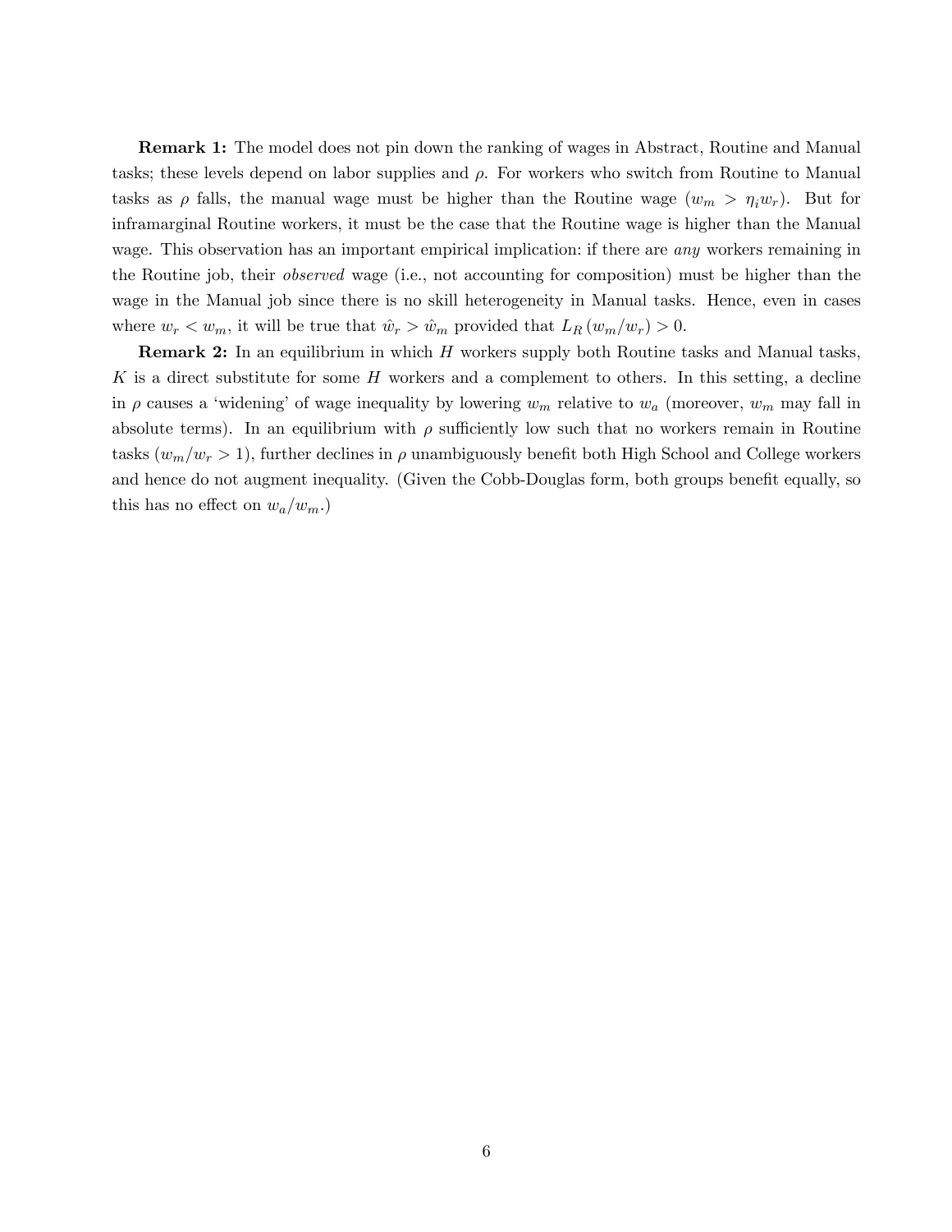**Remark 1:** The model does not pin down the ranking of wages in Abstract, Routine and Manual tasks; these levels depend on labor supplies and $\rho$. For workers who switch from Routine to Manual tasks as $\rho$ falls, the manual wage must be higher than the Routine wage ($w_m > \eta_i w_r$). But for inframarginal Routine workers, it must be the case that the Routine wage is higher than the Manual wage. This observation has an important empirical implication: if there are *any* workers remaining in the Routine job, their *observed* wage (i.e., not accounting for composition) must be higher than the wage in the Manual job since there is no skill heterogeneity in Manual tasks. Hence, even in cases where $w_r < w_m$, it will be true that $\hat{w}_r > \hat{w}_m$ provided that $L_R(w_m/w_r) > 0$.

**Remark 2:** In an equilibrium in which $H$ workers supply both Routine tasks and Manual tasks, $K$ is a direct substitute for some $H$ workers and a complement to others. In this setting, a decline in $\rho$ causes a 'widening' of wage inequality by lowering $w_m$ relative to $w_a$ (moreover, $w_m$ may fall in absolute terms). In an equilibrium with $\rho$ sufficiently low such that no workers remain in Routine tasks ($w_m/w_r > 1$), further declines in $\rho$ unambiguously benefit both High School and College workers and hence do not augment inequality. (Given the Cobb-Douglas form, both groups benefit equally, so this has no effect on $w_a/w_m$.)